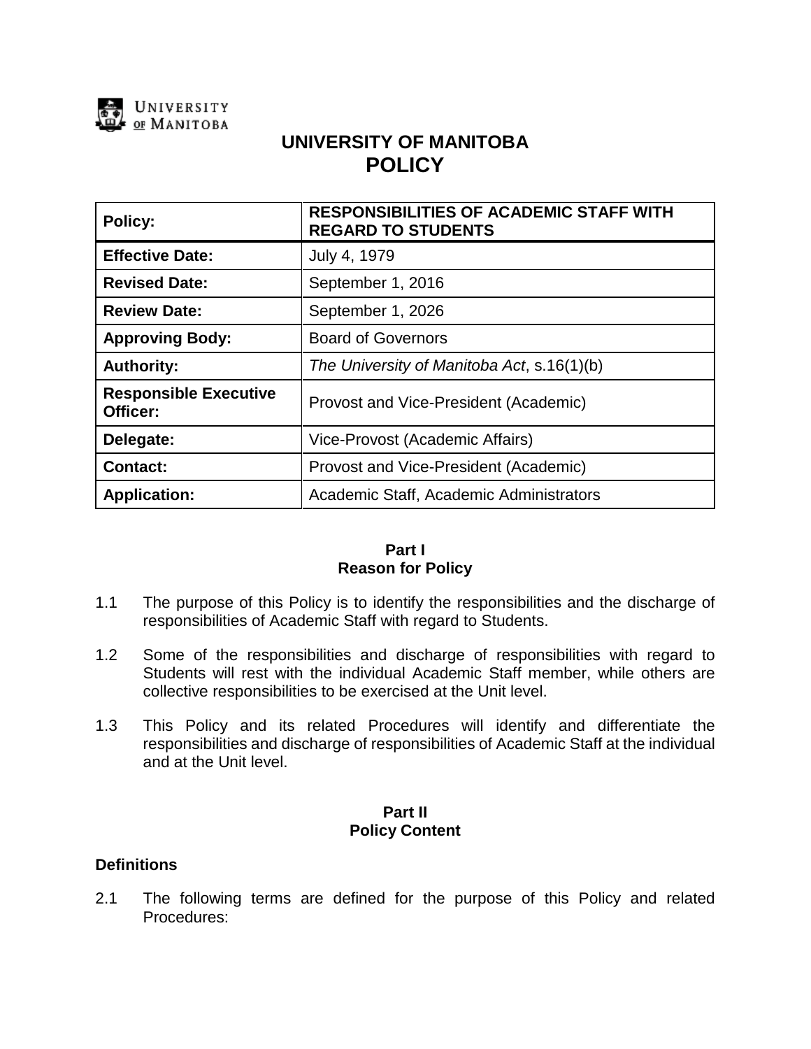# UNIVERSITY OF MANITOBA
# POLICY

| **Policy:** | **RESPONSIBILITIES OF ACADEMIC STAFF WITH REGARD TO STUDENTS** |
|---|---|
| **Effective Date:** | July 4, 1979 |
| **Revised Date:** | September 1, 2016 |
| **Review Date:** | September 1, 2026 |
| **Approving Body:** | Board of Governors |
| **Authority:** | *The University of Manitoba Act*, s.16(1)(b) |
| **Responsible Executive Officer:** | Provost and Vice-President (Academic) |
| **Delegate:** | Vice-Provost (Academic Affairs) |
| **Contact:** | Provost and Vice-President (Academic) |
| **Application:** | Academic Staff, Academic Administrators |

## Part I
## Reason for Policy

1.1 The purpose of this Policy is to identify the responsibilities and the discharge of responsibilities of Academic Staff with regard to Students.

1.2 Some of the responsibilities and discharge of responsibilities with regard to Students will rest with the individual Academic Staff member, while others are collective responsibilities to be exercised at the Unit level.

1.3 This Policy and its related Procedures will identify and differentiate the responsibilities and discharge of responsibilities of Academic Staff at the individual and at the Unit level.

## Part II
## Policy Content

### Definitions

2.1 The following terms are defined for the purpose of this Policy and related Procedures: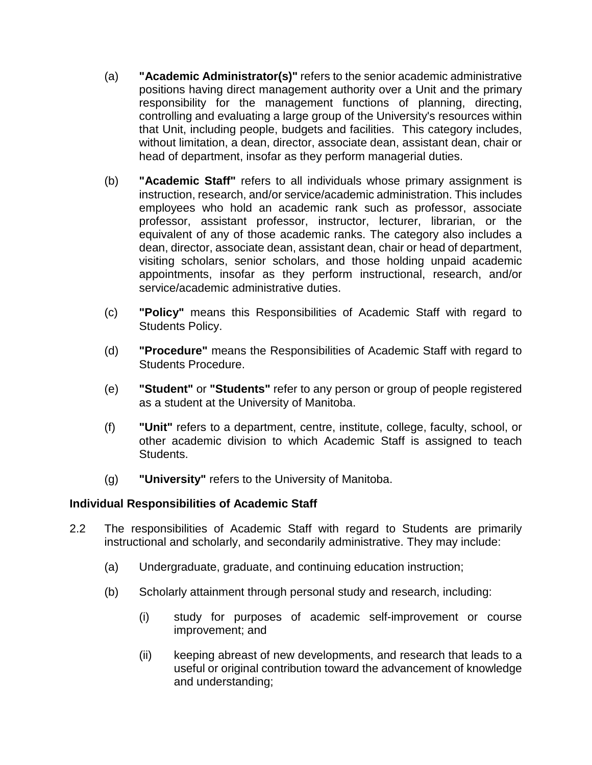(a) **"Academic Administrator(s)"** refers to the senior academic administrative positions having direct management authority over a Unit and the primary responsibility for the management functions of planning, directing, controlling and evaluating a large group of the University's resources within that Unit, including people, budgets and facilities. This category includes, without limitation, a dean, director, associate dean, assistant dean, chair or head of department, insofar as they perform managerial duties.

(b) **"Academic Staff"** refers to all individuals whose primary assignment is instruction, research, and/or service/academic administration. This includes employees who hold an academic rank such as professor, associate professor, assistant professor, instructor, lecturer, librarian, or the equivalent of any of those academic ranks. The category also includes a dean, director, associate dean, assistant dean, chair or head of department, visiting scholars, senior scholars, and those holding unpaid academic appointments, insofar as they perform instructional, research, and/or service/academic administrative duties.

(c) **"Policy"** means this Responsibilities of Academic Staff with regard to Students Policy.

(d) **"Procedure"** means the Responsibilities of Academic Staff with regard to Students Procedure.

(e) **"Student"** or **"Students"** refer to any person or group of people registered as a student at the University of Manitoba.

(f) **"Unit"** refers to a department, centre, institute, college, faculty, school, or other academic division to which Academic Staff is assigned to teach Students.

(g) **"University"** refers to the University of Manitoba.

**Individual Responsibilities of Academic Staff**

2.2 The responsibilities of Academic Staff with regard to Students are primarily instructional and scholarly, and secondarily administrative. They may include:

(a) Undergraduate, graduate, and continuing education instruction;

(b) Scholarly attainment through personal study and research, including:

(i) study for purposes of academic self-improvement or course improvement; and

(ii) keeping abreast of new developments, and research that leads to a useful or original contribution toward the advancement of knowledge and understanding;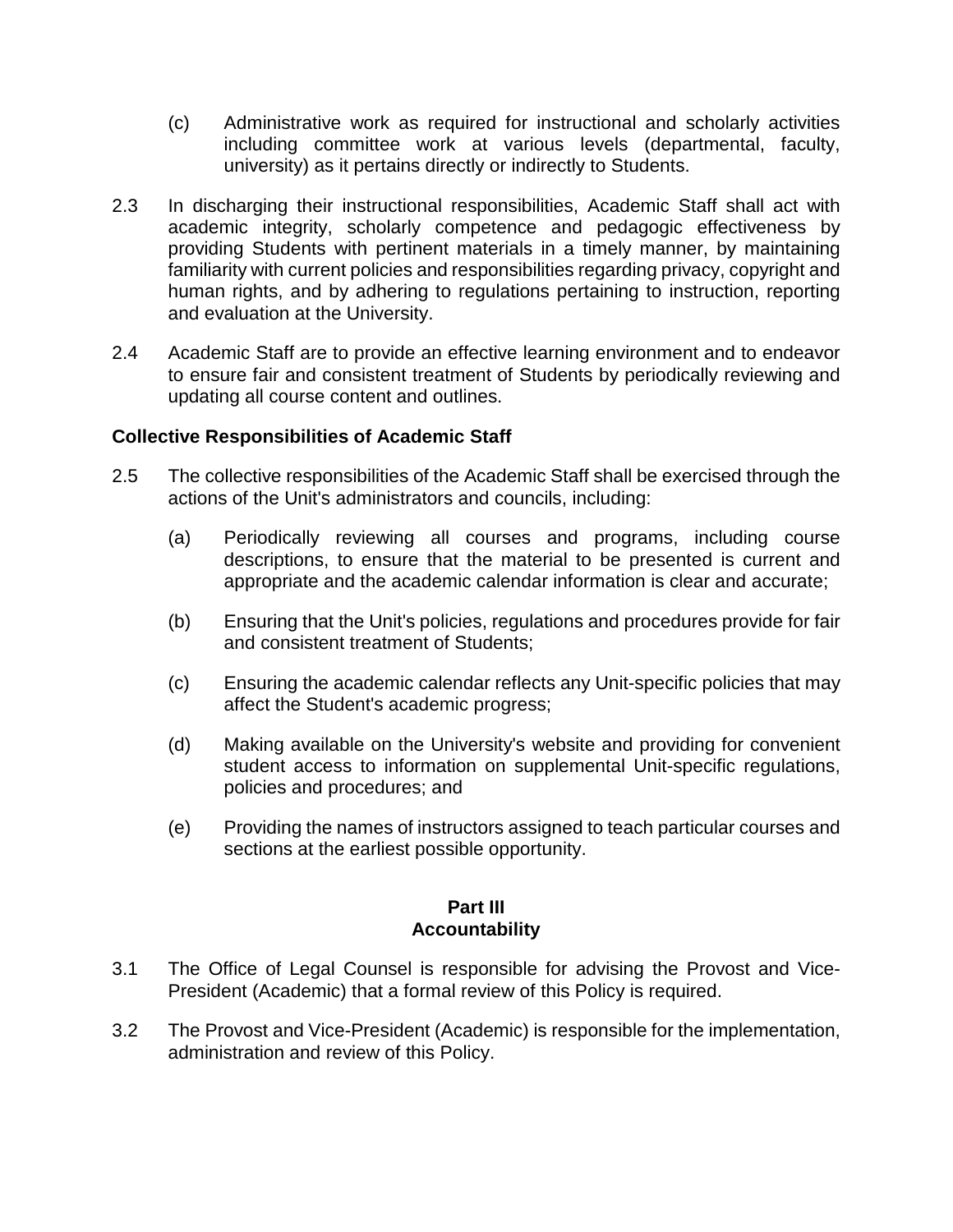(c) Administrative work as required for instructional and scholarly activities including committee work at various levels (departmental, faculty, university) as it pertains directly or indirectly to Students.

2.3 In discharging their instructional responsibilities, Academic Staff shall act with academic integrity, scholarly competence and pedagogic effectiveness by providing Students with pertinent materials in a timely manner, by maintaining familiarity with current policies and responsibilities regarding privacy, copyright and human rights, and by adhering to regulations pertaining to instruction, reporting and evaluation at the University.

2.4 Academic Staff are to provide an effective learning environment and to endeavor to ensure fair and consistent treatment of Students by periodically reviewing and updating all course content and outlines.

**Collective Responsibilities of Academic Staff**

2.5 The collective responsibilities of the Academic Staff shall be exercised through the actions of the Unit's administrators and councils, including:

(a) Periodically reviewing all courses and programs, including course descriptions, to ensure that the material to be presented is current and appropriate and the academic calendar information is clear and accurate;

(b) Ensuring that the Unit's policies, regulations and procedures provide for fair and consistent treatment of Students;

(c) Ensuring the academic calendar reflects any Unit-specific policies that may affect the Student's academic progress;

(d) Making available on the University's website and providing for convenient student access to information on supplemental Unit-specific regulations, policies and procedures; and

(e) Providing the names of instructors assigned to teach particular courses and sections at the earliest possible opportunity.

## Part III
## Accountability

3.1 The Office of Legal Counsel is responsible for advising the Provost and Vice-President (Academic) that a formal review of this Policy is required.

3.2 The Provost and Vice-President (Academic) is responsible for the implementation, administration and review of this Policy.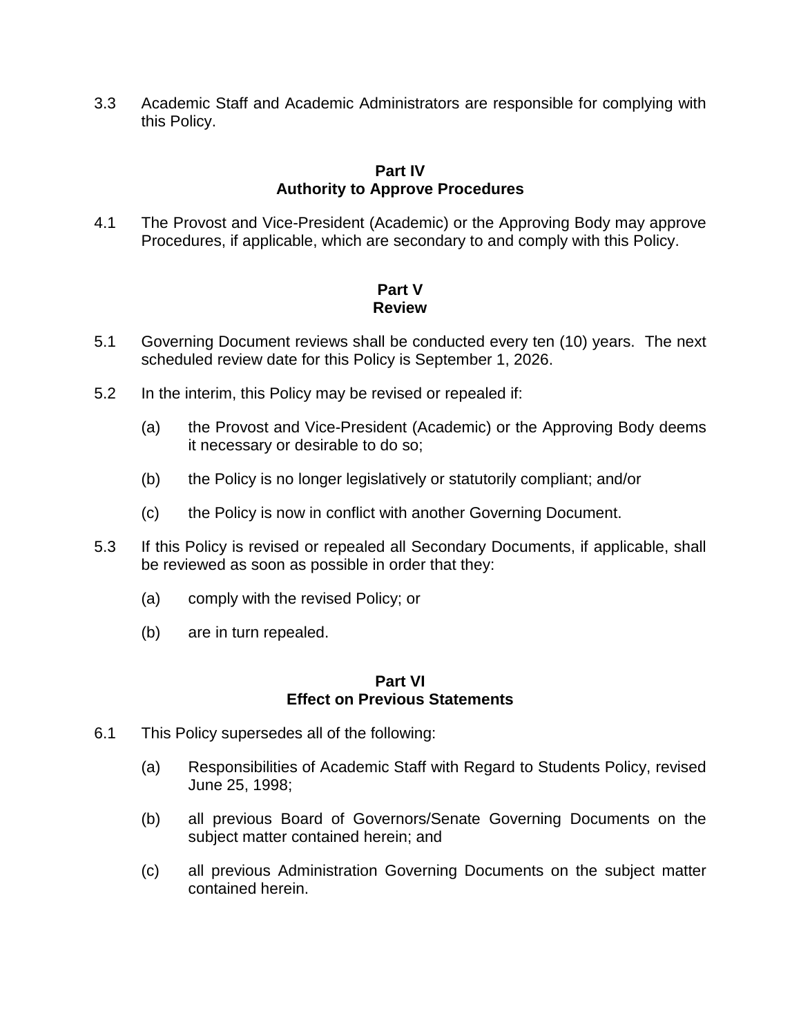3.3 Academic Staff and Academic Administrators are responsible for complying with this Policy.

## Part IV
## Authority to Approve Procedures

4.1 The Provost and Vice-President (Academic) or the Approving Body may approve Procedures, if applicable, which are secondary to and comply with this Policy.

## Part V
## Review

5.1 Governing Document reviews shall be conducted every ten (10) years. The next scheduled review date for this Policy is September 1, 2026.

5.2 In the interim, this Policy may be revised or repealed if:

(a) the Provost and Vice-President (Academic) or the Approving Body deems it necessary or desirable to do so;

(b) the Policy is no longer legislatively or statutorily compliant; and/or

(c) the Policy is now in conflict with another Governing Document.

5.3 If this Policy is revised or repealed all Secondary Documents, if applicable, shall be reviewed as soon as possible in order that they:

(a) comply with the revised Policy; or

(b) are in turn repealed.

## Part VI
## Effect on Previous Statements

6.1 This Policy supersedes all of the following:

(a) Responsibilities of Academic Staff with Regard to Students Policy, revised June 25, 1998;

(b) all previous Board of Governors/Senate Governing Documents on the subject matter contained herein; and

(c) all previous Administration Governing Documents on the subject matter contained herein.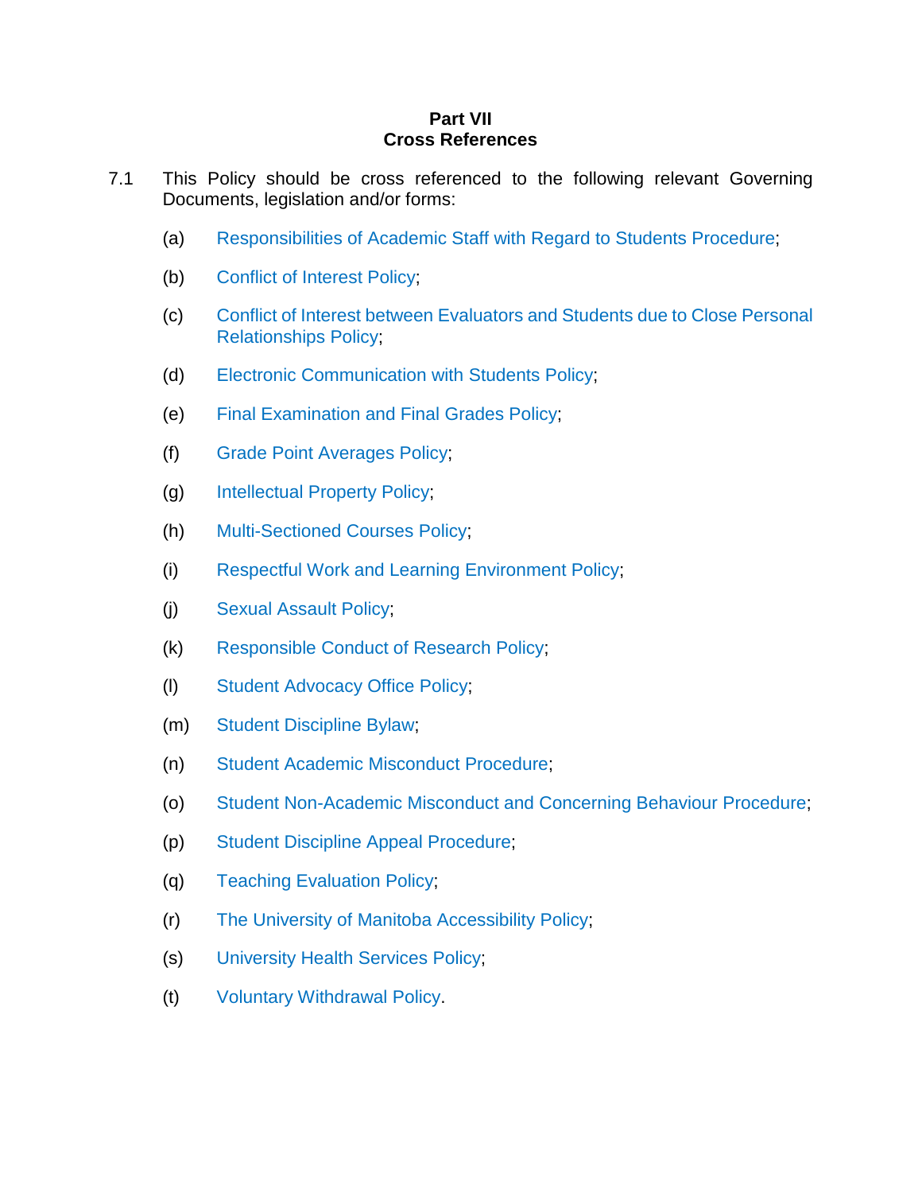## Part VII
## Cross References

7.1 This Policy should be cross referenced to the following relevant Governing Documents, legislation and/or forms:

(a) Responsibilities of Academic Staff with Regard to Students Procedure;

(b) Conflict of Interest Policy;

(c) Conflict of Interest between Evaluators and Students due to Close Personal Relationships Policy;

(d) Electronic Communication with Students Policy;

(e) Final Examination and Final Grades Policy;

(f) Grade Point Averages Policy;

(g) Intellectual Property Policy;

(h) Multi-Sectioned Courses Policy;

(i) Respectful Work and Learning Environment Policy;

(j) Sexual Assault Policy;

(k) Responsible Conduct of Research Policy;

(l) Student Advocacy Office Policy;

(m) Student Discipline Bylaw;

(n) Student Academic Misconduct Procedure;

(o) Student Non-Academic Misconduct and Concerning Behaviour Procedure;

(p) Student Discipline Appeal Procedure;

(q) Teaching Evaluation Policy;

(r) The University of Manitoba Accessibility Policy;

(s) University Health Services Policy;

(t) Voluntary Withdrawal Policy.